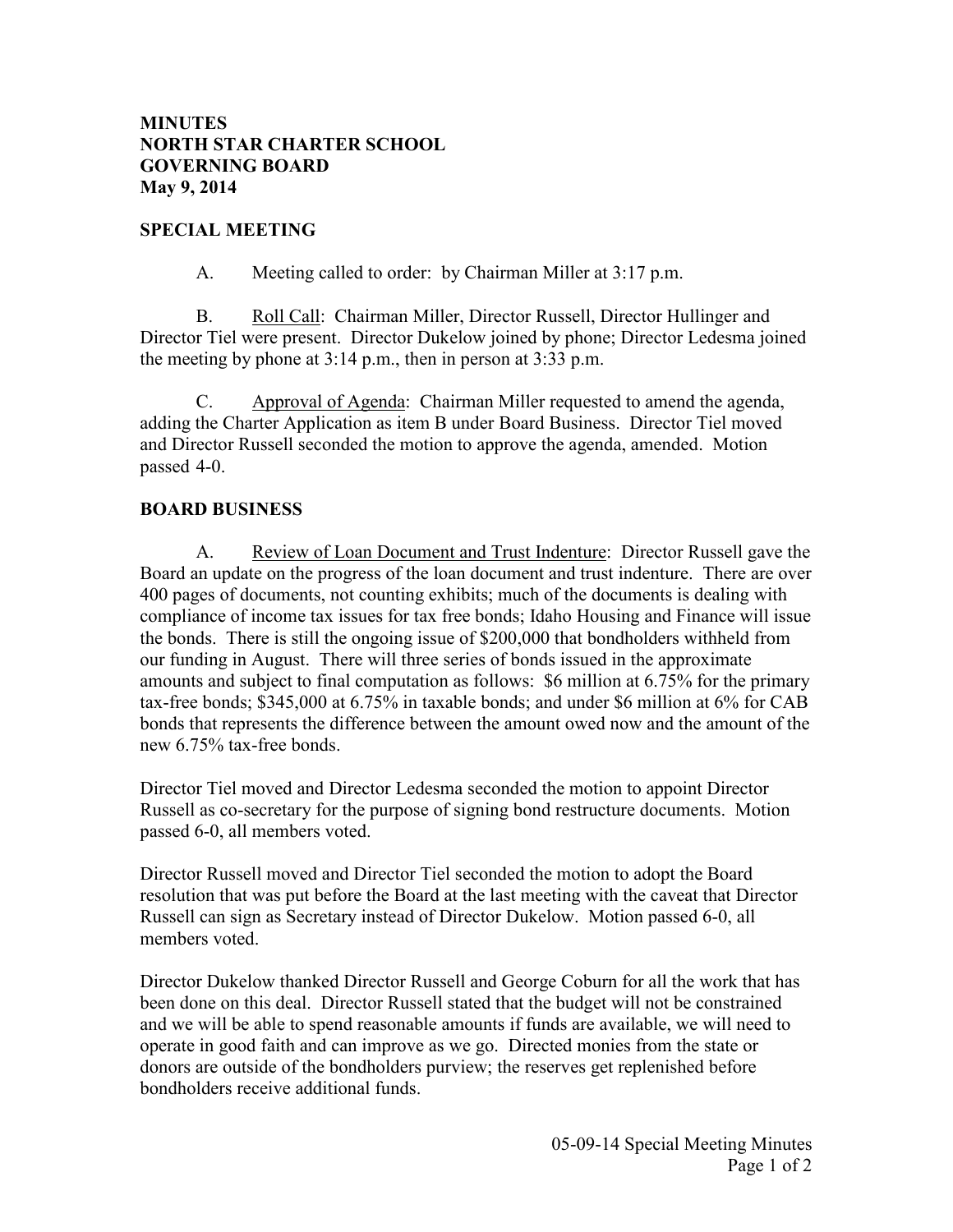**MINUTES**
**NORTH STAR CHARTER SCHOOL**
**GOVERNING BOARD**
**May 9, 2014**

**SPECIAL MEETING**

A. Meeting called to order: by Chairman Miller at 3:17 p.m.

B. Roll Call: Chairman Miller, Director Russell, Director Hullinger and Director Tiel were present. Director Dukelow joined by phone; Director Ledesma joined the meeting by phone at 3:14 p.m., then in person at 3:33 p.m.

C. Approval of Agenda: Chairman Miller requested to amend the agenda, adding the Charter Application as item B under Board Business. Director Tiel moved and Director Russell seconded the motion to approve the agenda, amended. Motion passed 4-0.

**BOARD BUSINESS**

A. Review of Loan Document and Trust Indenture: Director Russell gave the Board an update on the progress of the loan document and trust indenture. There are over 400 pages of documents, not counting exhibits; much of the documents is dealing with compliance of income tax issues for tax free bonds; Idaho Housing and Finance will issue the bonds. There is still the ongoing issue of $200,000 that bondholders withheld from our funding in August. There will three series of bonds issued in the approximate amounts and subject to final computation as follows: $6 million at 6.75% for the primary tax-free bonds; $345,000 at 6.75% in taxable bonds; and under $6 million at 6% for CAB bonds that represents the difference between the amount owed now and the amount of the new 6.75% tax-free bonds.

Director Tiel moved and Director Ledesma seconded the motion to appoint Director Russell as co-secretary for the purpose of signing bond restructure documents. Motion passed 6-0, all members voted.

Director Russell moved and Director Tiel seconded the motion to adopt the Board resolution that was put before the Board at the last meeting with the caveat that Director Russell can sign as Secretary instead of Director Dukelow. Motion passed 6-0, all members voted.

Director Dukelow thanked Director Russell and George Coburn for all the work that has been done on this deal. Director Russell stated that the budget will not be constrained and we will be able to spend reasonable amounts if funds are available, we will need to operate in good faith and can improve as we go. Directed monies from the state or donors are outside of the bondholders purview; the reserves get replenished before bondholders receive additional funds.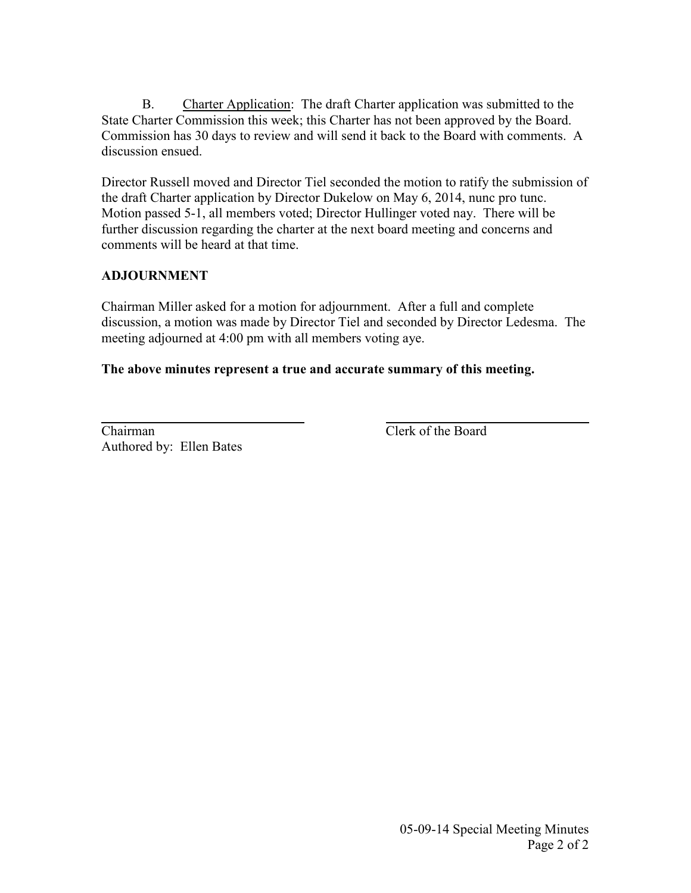B. <u>Charter Application</u>: The draft Charter application was submitted to the State Charter Commission this week; this Charter has not been approved by the Board. Commission has 30 days to review and will send it back to the Board with comments. A discussion ensued.

Director Russell moved and Director Tiel seconded the motion to ratify the submission of the draft Charter application by Director Dukelow on May 6, 2014, nunc pro tunc. Motion passed 5-1, all members voted; Director Hullinger voted nay. There will be further discussion regarding the charter at the next board meeting and concerns and comments will be heard at that time.

**ADJOURNMENT**

Chairman Miller asked for a motion for adjournment. After a full and complete discussion, a motion was made by Director Tiel and seconded by Director Ledesma. The meeting adjourned at 4:00 pm with all members voting aye.

**The above minutes represent a true and accurate summary of this meeting.**

\_\_\_\_\_\_\_\_\_\_\_\_\_\_\_\_\_\_\_\_\_\_\_\_\_\_\_\_\_\_ \_\_\_\_\_\_\_\_\_\_\_\_\_\_\_\_\_\_\_\_\_\_\_\_\_\_\_\_\_\_

Chairman Clerk of the Board

Authored by: Ellen Bates

05-09-14 Special Meeting Minutes